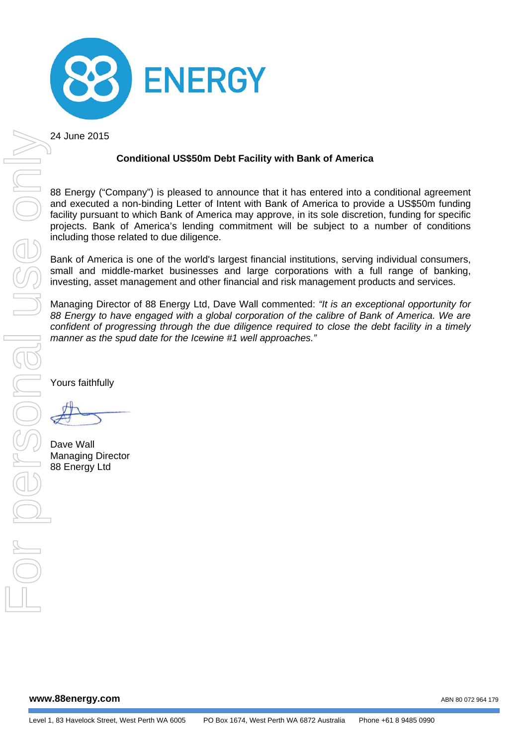24 June 2015

## Conditional US$50m Debt Facility with Bank of America

88 Energy ("Company") is pleased to announce that it has entered into a conditional agreement and executed a non-binding Letter of Intent with Bank of America to provide a US$50m funding facility pursuant to which Bank of America may approve, in its sole discretion, funding for specific projects. Bank of America's lending commitment will be subject to a number of conditions including those related to due diligence.

Bank of America is one of the world's largest financial institutions, serving individual consumers, small and middle-market businesses and large corporations with a full range of banking, investing, asset management and other financial and risk management products and services.

Managing Director of 88 Energy Ltd, Dave Wall commented: *"It is an exceptional opportunity for 88 Energy to have engaged with a global corporation of the calibre of Bank of America. We are confident of progressing through the due diligence required to close the debt facility in a timely manner as the spud date for the Icewine #1 well approaches."*

Yours faithfully

Dave Wall
Managing Director
88 Energy Ltd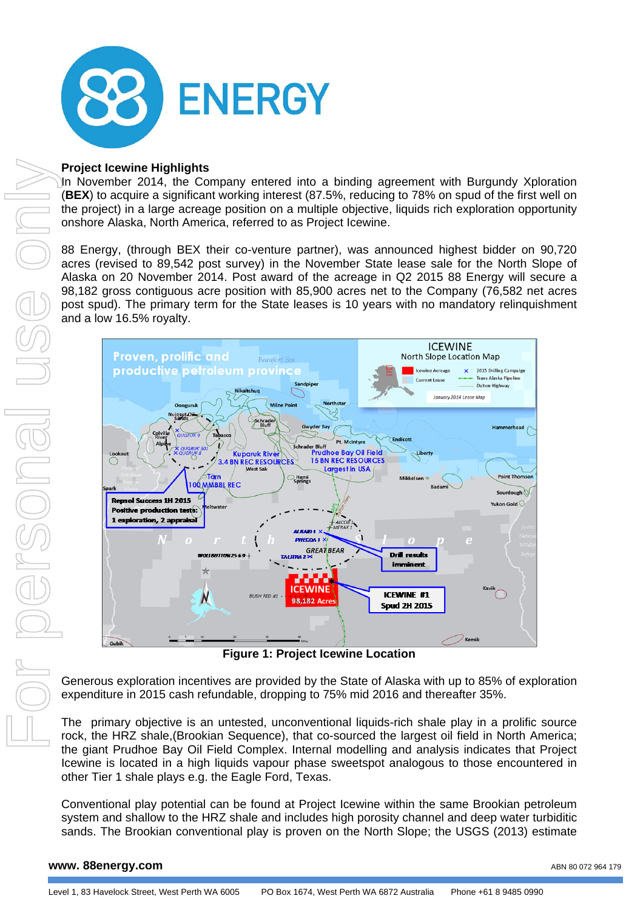## Project Icewine Highlights

In November 2014, the Company entered into a binding agreement with Burgundy Xploration (**BEX**) to acquire a significant working interest (87.5%, reducing to 78% on spud of the first well on the project) in a large acreage position on a multiple objective, liquids rich exploration opportunity onshore Alaska, North America, referred to as Project Icewine.

88 Energy, (through BEX their co-venture partner), was announced highest bidder on 90,720 acres (revised to 89,542 post survey) in the November State lease sale for the North Slope of Alaska on 20 November 2014. Post award of the acreage in Q2 2015 88 Energy will secure a 98,182 gross contiguous acre position with 85,900 acres net to the Company (76,582 net acres post spud). The primary term for the State leases is 10 years with no mandatory relinquishment and a low 16.5% royalty.

**Figure 1: Project Icewine Location**

Generous exploration incentives are provided by the State of Alaska with up to 85% of exploration expenditure in 2015 cash refundable, dropping to 75% mid 2016 and thereafter 35%.

The primary objective is an untested, unconventional liquids-rich shale play in a prolific source rock, the HRZ shale,(Brookian Sequence), that co-sourced the largest oil field in North America; the giant Prudhoe Bay Oil Field Complex. Internal modelling and analysis indicates that Project Icewine is located in a high liquids vapour phase sweetspot analogous to those encountered in other Tier 1 shale plays e.g. the Eagle Ford, Texas.

Conventional play potential can be found at Project Icewine within the same Brookian petroleum system and shallow to the HRZ shale and includes high porosity channel and deep water turbiditic sands. The Brookian conventional play is proven on the North Slope; the USGS (2013) estimate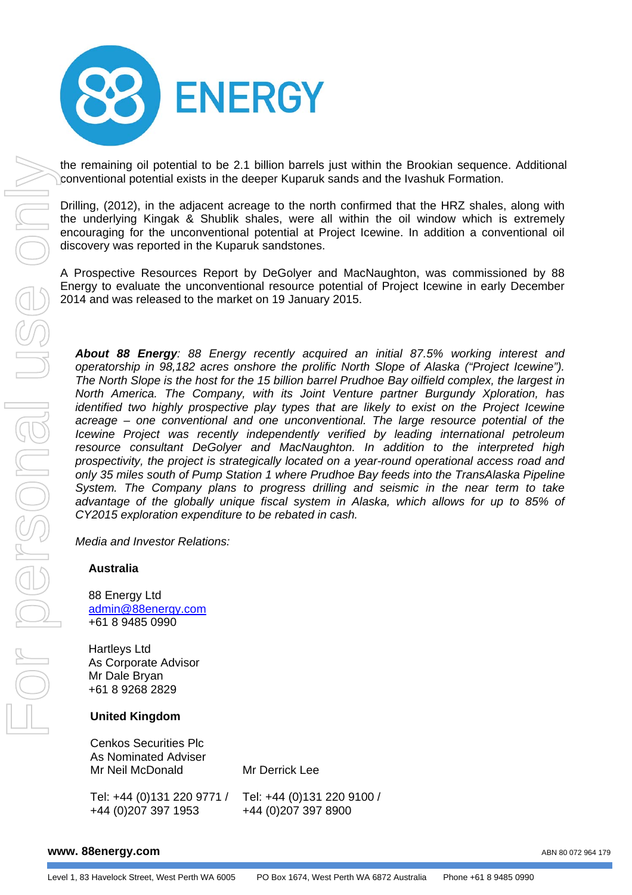the remaining oil potential to be 2.1 billion barrels just within the Brookian sequence. Additional conventional potential exists in the deeper Kuparuk sands and the Ivashuk Formation.

Drilling, (2012), in the adjacent acreage to the north confirmed that the HRZ shales, along with the underlying Kingak & Shublik shales, were all within the oil window which is extremely encouraging for the unconventional potential at Project Icewine. In addition a conventional oil discovery was reported in the Kuparuk sandstones.

A Prospective Resources Report by DeGolyer and MacNaughton, was commissioned by 88 Energy to evaluate the unconventional resource potential of Project Icewine in early December 2014 and was released to the market on 19 January 2015.

***About 88 Energy**: 88 Energy recently acquired an initial 87.5% working interest and operatorship in 98,182 acres onshore the prolific North Slope of Alaska ("Project Icewine"). The North Slope is the host for the 15 billion barrel Prudhoe Bay oilfield complex, the largest in North America. The Company, with its Joint Venture partner Burgundy Xploration, has identified two highly prospective play types that are likely to exist on the Project Icewine acreage – one conventional and one unconventional. The large resource potential of the Icewine Project was recently independently verified by leading international petroleum resource consultant DeGolyer and MacNaughton. In addition to the interpreted high prospectivity, the project is strategically located on a year-round operational access road and only 35 miles south of Pump Station 1 where Prudhoe Bay feeds into the TransAlaska Pipeline System. The Company plans to progress drilling and seismic in the near term to take advantage of the globally unique fiscal system in Alaska, which allows for up to 85% of CY2015 exploration expenditure to be rebated in cash.*

*Media and Investor Relations:*

**Australia**

88 Energy Ltd
admin@88energy.com
+61 8 9485 0990

Hartleys Ltd
As Corporate Advisor
Mr Dale Bryan
+61 8 9268 2829

**United Kingdom**

Cenkos Securities Plc
As Nominated Adviser

| | |
|---|---|
| Mr Neil McDonald | Mr Derrick Lee |
| Tel: +44 (0)131 220 9771 / +44 (0)207 397 1953 | Tel: +44 (0)131 220 9100 / +44 (0)207 397 8900 |